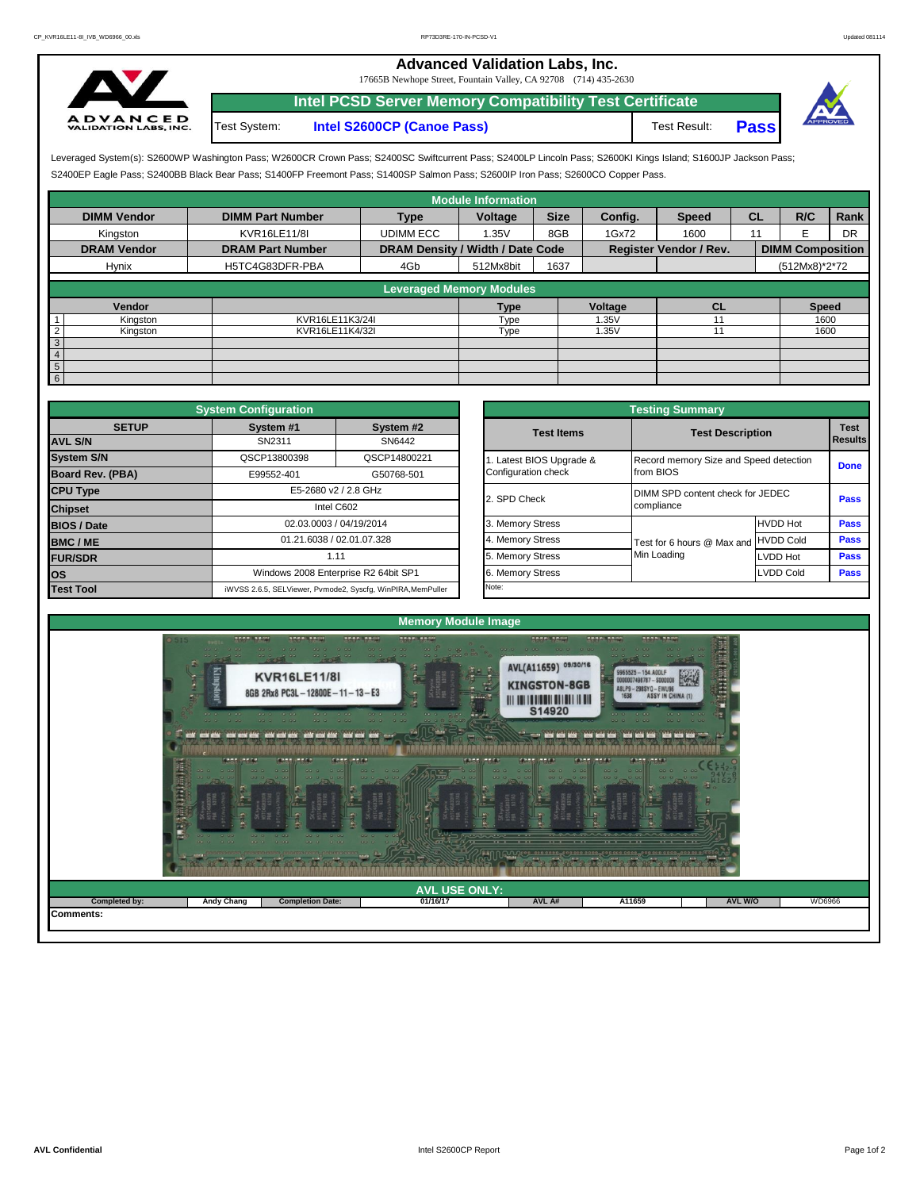# Advanced Validation Labs, Inc.

17665B Newhope Street, Fountain Valley, CA 92708 (714) 435-2630

## Intel PCSD Server Memory Compatibility Test Certificate

Test System: **Intel S2600CP (Canoe Pass)** Test Result: **Pass**

Leveraged System(s): S2600WP Washington Pass; W2600CR Crown Pass; S2400SC Swiftcurrent Pass; S2400LP Lincoln Pass; S2600KI Kings Island; S1600JP Jackson Pass; S2400EP Eagle Pass; S2400BB Black Bear Pass; S1400FP Freemont Pass; S1400SP Salmon Pass; S2600IP Iron Pass; S2600CO Copper Pass.

### Module Information

| DIMM Vendor | DIMM Part Number | Type | Voltage | Size | Config. | Speed | CL | R/C | Rank |
|---|---|---|---|---|---|---|---|---|---|
| Kingston | KVR16LE11/8I | UDIMM ECC | 1.35V | 8GB | 1Gx72 | 1600 | 11 | E | DR |
| **DRAM Vendor** | **DRAM Part Number** | **DRAM Density / Width / Date Code** | | | **Register Vendor / Rev.** | | **DIMM Composition** | | |
| Hynix | H5TC4G83DFR-PBA | 4Gb | 512Mx8bit | 1637 | | | (512Mx8)*2*72 | | |

### Leveraged Memory Modules

| | Vendor | | Type | Voltage | CL | Speed |
|---|---|---|---|---|---|---|
| 1 | Kingston | KVR16LE11K3/24I | Type | 1.35V | 11 | 1600 |
| 2 | Kingston | KVR16LE11K4/32I | Type | 1.35V | 11 | 1600 |
| 3 | | | | | | |
| 4 | | | | | | |
| 5 | | | | | | |
| 6 | | | | | | |

### System Configuration

| SETUP | System #1 | System #2 |
|---|---|---|
| AVL S/N | SN2311 | SN6442 |
| System S/N | QSCP13800398 | QSCP14800221 |
| Board Rev. (PBA) | E99552-401 | G50768-501 |
| CPU Type | E5-2680 v2 / 2.8 GHz | |
| Chipset | Intel C602 | |
| BIOS / Date | 02.03.0003 / 04/19/2014 | |
| BMC / ME | 01.21.6038 / 02.01.07.328 | |
| FUR/SDR | 1.11 | |
| OS | Windows 2008 Enterprise R2 64bit SP1 | |
| Test Tool | iWVSS 2.6.5, SELViewer, Pvmode2, Syscfg, WinPIRA,MemPuller | |

### Testing Summary

| Test Items | Test Description | | Test Results |
|---|---|---|---|
| 1. Latest BIOS Upgrade & Configuration check | Record memory Size and Speed detection from BIOS | | Done |
| 2. SPD Check | DIMM SPD content check for JEDEC compliance | | Pass |
| 3. Memory Stress | Test for 6 hours @ Max and Min Loading | HVDD Hot | Pass |
| 4. Memory Stress | | HVDD Cold | Pass |
| 5. Memory Stress | | LVDD Hot | Pass |
| 6. Memory Stress | | LVDD Cold | Pass |
| Note: | | | |

### Memory Module Image

### AVL USE ONLY:

| Completed by: | Andy Chang | Completion Date: | 01/16/17 | AVL A# | A11659 | AVL W/O | WD6966 |
|---|---|---|---|---|---|---|---|

Comments: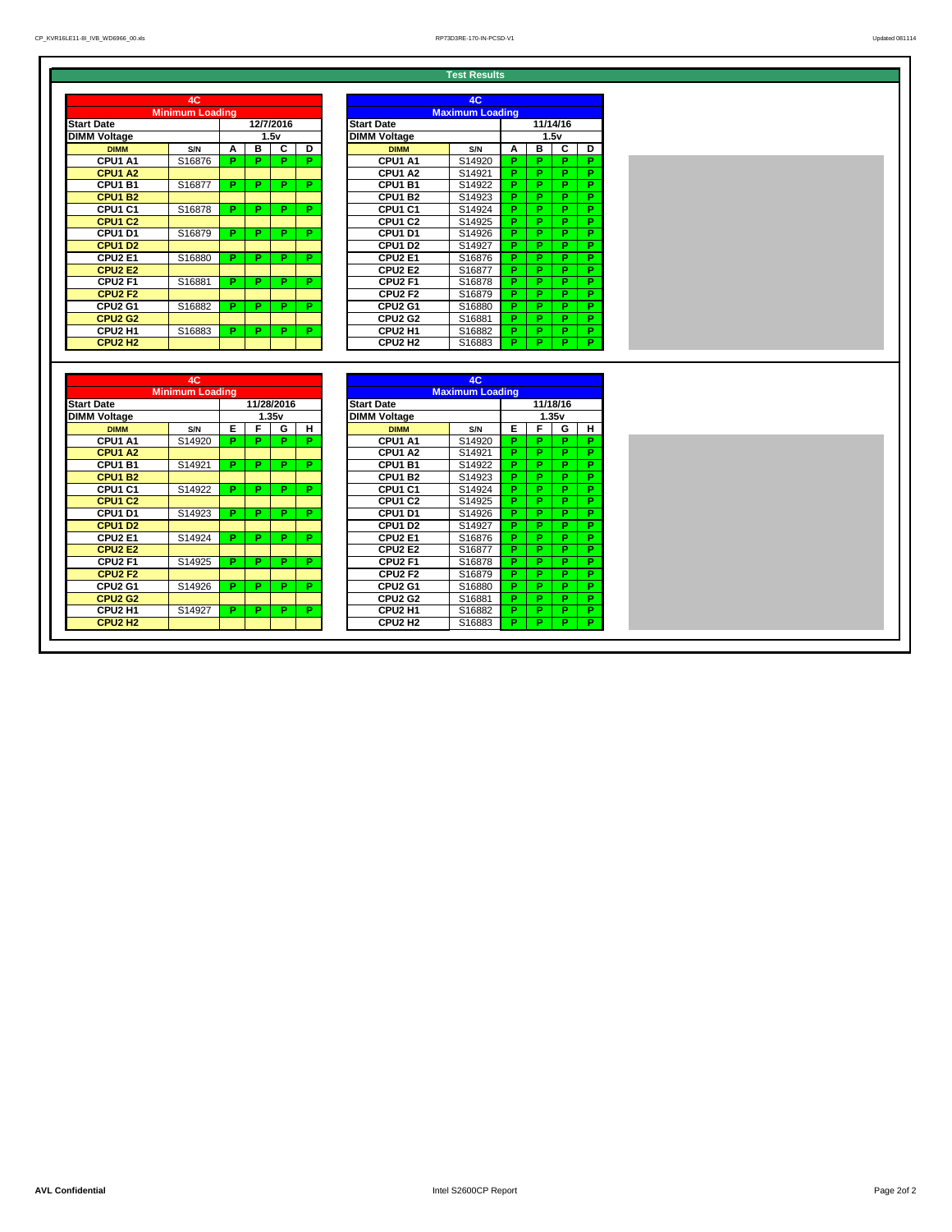## Test Results

| 4C Minimum Loading | | | | | |
|---|---|---|---|---|---|
| Start Date | | 12/7/2016 | | | |
| DIMM Voltage | | 1.5v | | | |
| DIMM | S/N | A | B | C | D |
| CPU1 A1 | S16876 | P | P | P | P |
| CPU1 A2 | | | | | |
| CPU1 B1 | S16877 | P | P | P | P |
| CPU1 B2 | | | | | |
| CPU1 C1 | S16878 | P | P | P | P |
| CPU1 C2 | | | | | |
| CPU1 D1 | S16879 | P | P | P | P |
| CPU1 D2 | | | | | |
| CPU2 E1 | S16880 | P | P | P | P |
| CPU2 E2 | | | | | |
| CPU2 F1 | S16881 | P | P | P | P |
| CPU2 F2 | | | | | |
| CPU2 G1 | S16882 | P | P | P | P |
| CPU2 G2 | | | | | |
| CPU2 H1 | S16883 | P | P | P | P |
| CPU2 H2 | | | | | |

| 4C Maximum Loading | | | | | |
|---|---|---|---|---|---|
| Start Date | | 11/14/16 | | | |
| DIMM Voltage | | 1.5v | | | |
| DIMM | S/N | A | B | C | D |
| CPU1 A1 | S14920 | P | P | P | P |
| CPU1 A2 | S14921 | P | P | P | P |
| CPU1 B1 | S14922 | P | P | P | P |
| CPU1 B2 | S14923 | P | P | P | P |
| CPU1 C1 | S14924 | P | P | P | P |
| CPU1 C2 | S14925 | P | P | P | P |
| CPU1 D1 | S14926 | P | P | P | P |
| CPU1 D2 | S14927 | P | P | P | P |
| CPU2 E1 | S16876 | P | P | P | P |
| CPU2 E2 | S16877 | P | P | P | P |
| CPU2 F1 | S16878 | P | P | P | P |
| CPU2 F2 | S16879 | P | P | P | P |
| CPU2 G1 | S16880 | P | P | P | P |
| CPU2 G2 | S16881 | P | P | P | P |
| CPU2 H1 | S16882 | P | P | P | P |
| CPU2 H2 | S16883 | P | P | P | P |

| 4C Minimum Loading | | | | | |
|---|---|---|---|---|---|
| Start Date | | 11/28/2016 | | | |
| DIMM Voltage | | 1.35v | | | |
| DIMM | S/N | E | F | G | H |
| CPU1 A1 | S14920 | P | P | P | P |
| CPU1 A2 | | | | | |
| CPU1 B1 | S14921 | P | P | P | P |
| CPU1 B2 | | | | | |
| CPU1 C1 | S14922 | P | P | P | P |
| CPU1 C2 | | | | | |
| CPU1 D1 | S14923 | P | P | P | P |
| CPU1 D2 | | | | | |
| CPU2 E1 | S14924 | P | P | P | P |
| CPU2 E2 | | | | | |
| CPU2 F1 | S14925 | P | P | P | P |
| CPU2 F2 | | | | | |
| CPU2 G1 | S14926 | P | P | P | P |
| CPU2 G2 | | | | | |
| CPU2 H1 | S14927 | P | P | P | P |
| CPU2 H2 | | | | | |

| 4C Maximum Loading | | | | | |
|---|---|---|---|---|---|
| Start Date | | 11/18/16 | | | |
| DIMM Voltage | | 1.35v | | | |
| DIMM | S/N | E | F | G | H |
| CPU1 A1 | S14920 | P | P | P | P |
| CPU1 A2 | S14921 | P | P | P | P |
| CPU1 B1 | S14922 | P | P | P | P |
| CPU1 B2 | S14923 | P | P | P | P |
| CPU1 C1 | S14924 | P | P | P | P |
| CPU1 C2 | S14925 | P | P | P | P |
| CPU1 D1 | S14926 | P | P | P | P |
| CPU1 D2 | S14927 | P | P | P | P |
| CPU2 E1 | S16876 | P | P | P | P |
| CPU2 E2 | S16877 | P | P | P | P |
| CPU2 F1 | S16878 | P | P | P | P |
| CPU2 F2 | S16879 | P | P | P | P |
| CPU2 G1 | S16880 | P | P | P | P |
| CPU2 G2 | S16881 | P | P | P | P |
| CPU2 H1 | S16882 | P | P | P | P |
| CPU2 H2 | S16883 | P | P | P | P |